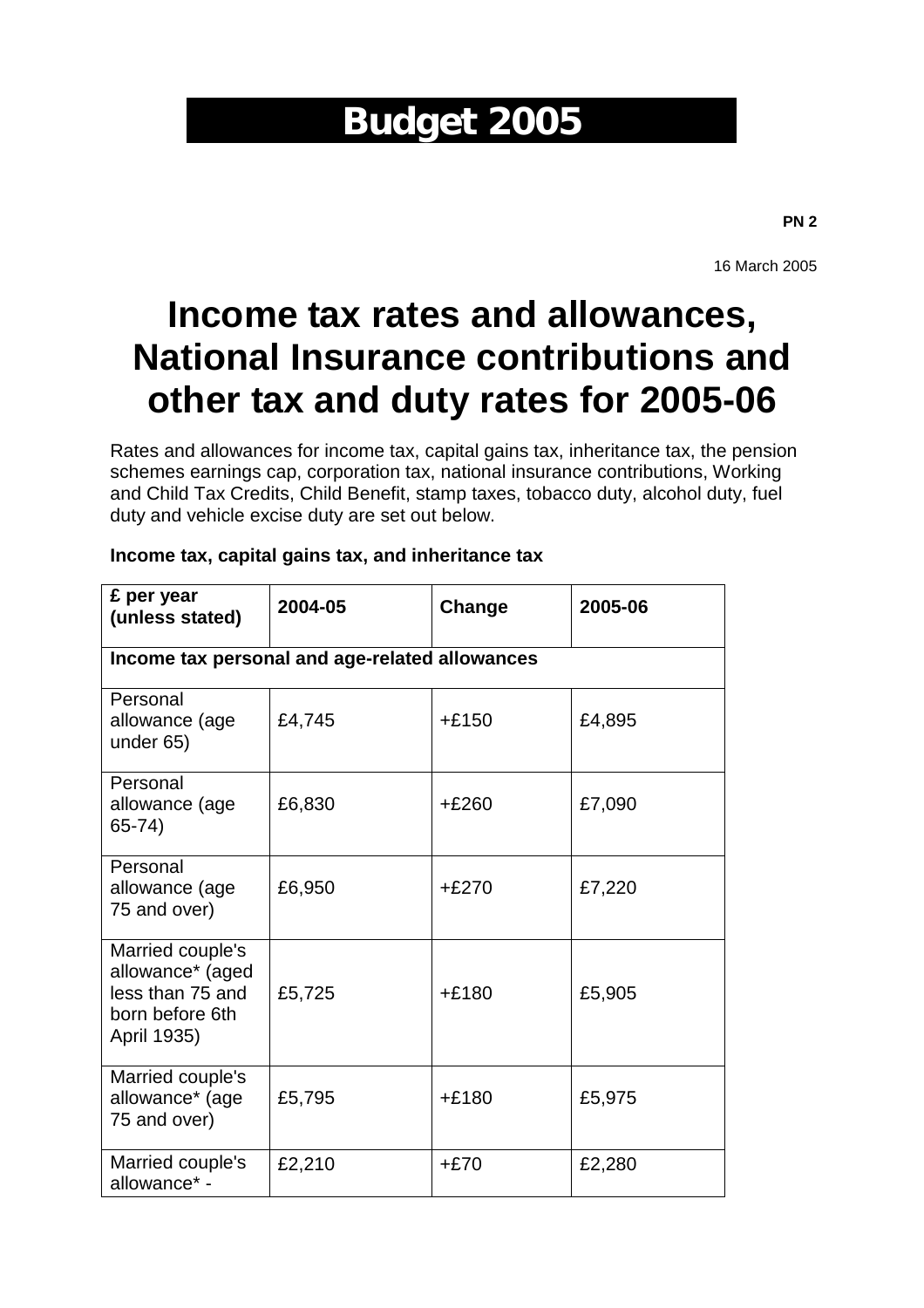# Budget 2005

**PN 2**

16 March 2005

# Income tax rates and allowances, National Insurance contributions and other tax and duty rates for 2005-06

Rates and allowances for income tax, capital gains tax, inheritance tax, the pension schemes earnings cap, corporation tax, national insurance contributions, Working and Child Tax Credits, Child Benefit, stamp taxes, tobacco duty, alcohol duty, fuel duty and vehicle excise duty are set out below.

**Income tax, capital gains tax, and inheritance tax**

| £ per year (unless stated) | 2004-05 | Change | 2005-06 |
|---|---|---|---|
| **Income tax personal and age-related allowances** | | | |
| Personal allowance (age under 65) | £4,745 | +£150 | £4,895 |
| Personal allowance (age 65-74) | £6,830 | +£260 | £7,090 |
| Personal allowance (age 75 and over) | £6,950 | +£270 | £7,220 |
| Married couple's allowance* (aged less than 75 and born before 6th April 1935) | £5,725 | +£180 | £5,905 |
| Married couple's allowance* (age 75 and over) | £5,795 | +£180 | £5,975 |
| Married couple's allowance* - | £2,210 | +£70 | £2,280 |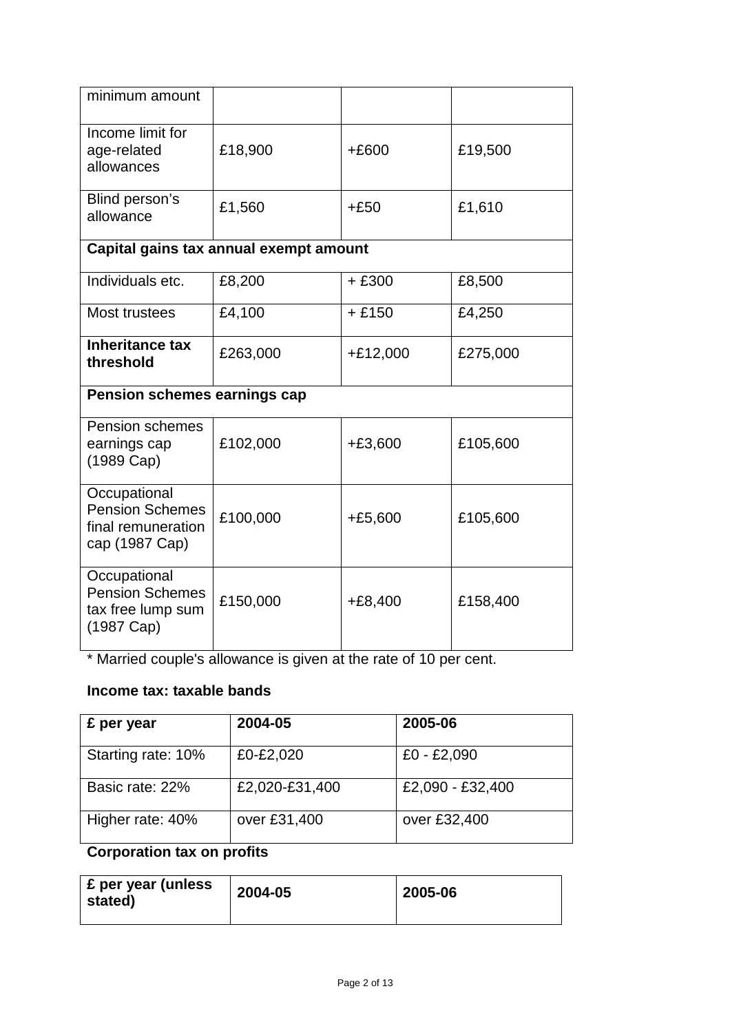| | | | |
|---|---|---|---|
| minimum amount | | | |
| Income limit for age-related allowances | £18,900 | +£600 | £19,500 |
| Blind person's allowance | £1,560 | +£50 | £1,610 |
| **Capital gains tax annual exempt amount** | | | |
| Individuals etc. | £8,200 | + £300 | £8,500 |
| Most trustees | £4,100 | + £150 | £4,250 |
| **Inheritance tax threshold** | £263,000 | +£12,000 | £275,000 |
| **Pension schemes earnings cap** | | | |
| Pension schemes earnings cap (1989 Cap) | £102,000 | +£3,600 | £105,600 |
| Occupational Pension Schemes final remuneration cap (1987 Cap) | £100,000 | +£5,600 | £105,600 |
| Occupational Pension Schemes tax free lump sum (1987 Cap) | £150,000 | +£8,400 | £158,400 |

* Married couple's allowance is given at the rate of 10 per cent.

**Income tax: taxable bands**

| £ per year | 2004-05 | 2005-06 |
|---|---|---|
| Starting rate: 10% | £0-£2,020 | £0 - £2,090 |
| Basic rate: 22% | £2,020-£31,400 | £2,090 - £32,400 |
| Higher rate: 40% | over £31,400 | over £32,400 |

**Corporation tax on profits**

| £ per year (unless stated) | 2004-05 | 2005-06 |
|---|---|---|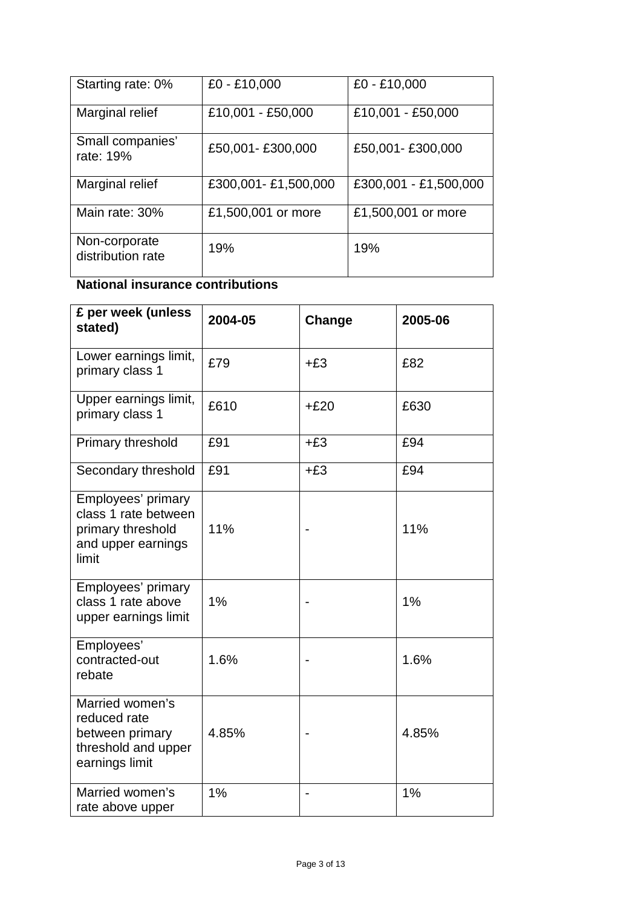| Starting rate: 0% | £0 - £10,000 | £0 - £10,000 |
|---|---|---|
| Marginal relief | £10,001 - £50,000 | £10,001 - £50,000 |
| Small companies' rate: 19% | £50,001- £300,000 | £50,001- £300,000 |
| Marginal relief | £300,001- £1,500,000 | £300,001 - £1,500,000 |
| Main rate: 30% | £1,500,001 or more | £1,500,001 or more |
| Non-corporate distribution rate | 19% | 19% |

**National insurance contributions**

| £ per week (unless stated) | 2004-05 | Change | 2005-06 |
|---|---|---|---|
| Lower earnings limit, primary class 1 | £79 | +£3 | £82 |
| Upper earnings limit, primary class 1 | £610 | +£20 | £630 |
| Primary threshold | £91 | +£3 | £94 |
| Secondary threshold | £91 | +£3 | £94 |
| Employees' primary class 1 rate between primary threshold and upper earnings limit | 11% | - | 11% |
| Employees' primary class 1 rate above upper earnings limit | 1% | - | 1% |
| Employees' contracted-out rebate | 1.6% | - | 1.6% |
| Married women's reduced rate between primary threshold and upper earnings limit | 4.85% | - | 4.85% |
| Married women's rate above upper | 1% | - | 1% |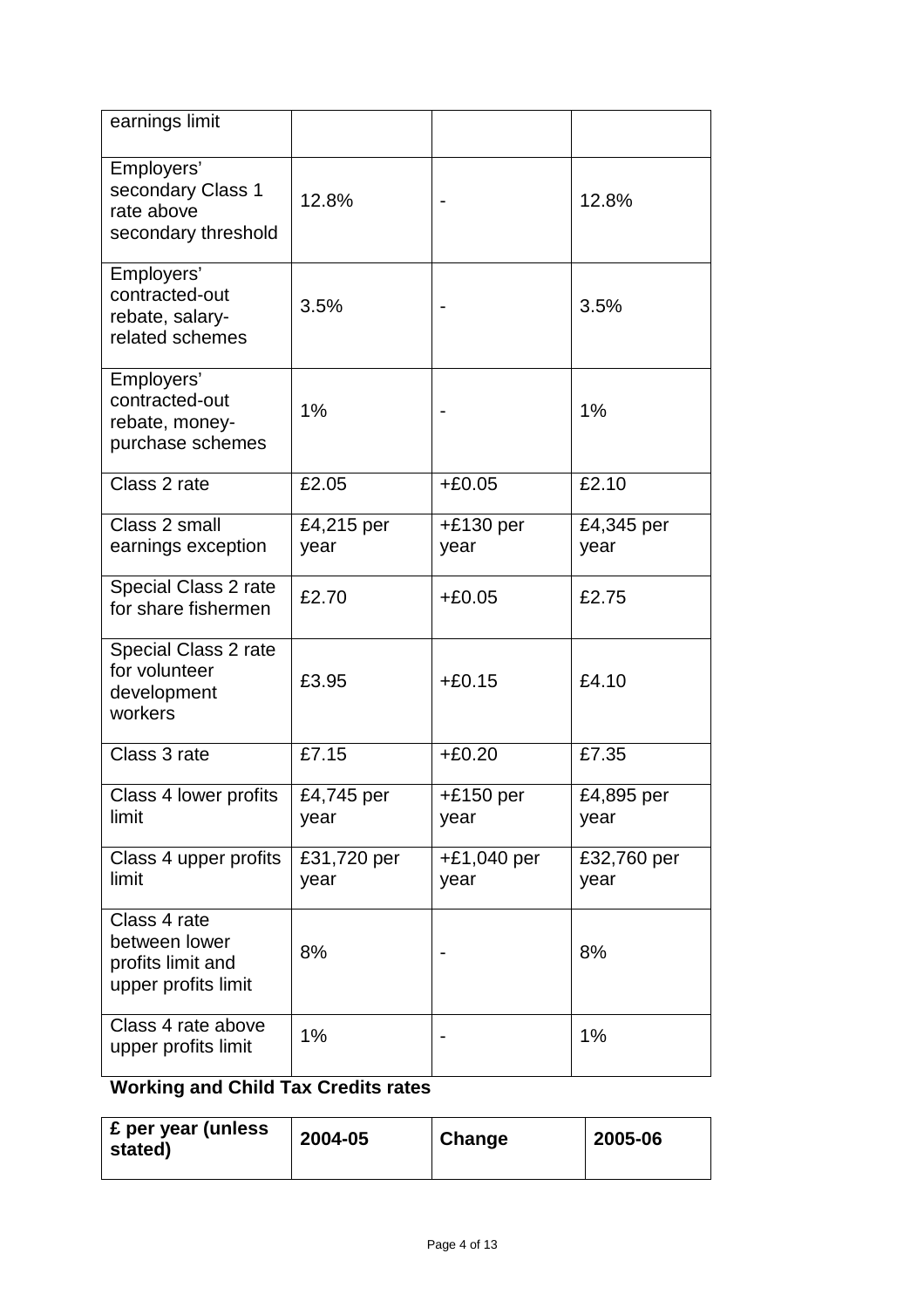| earnings limit | | | |
|---|---|---|---|
| Employers' secondary Class 1 rate above secondary threshold | 12.8% | - | 12.8% |
| Employers' contracted-out rebate, salary-related schemes | 3.5% | - | 3.5% |
| Employers' contracted-out rebate, money-purchase schemes | 1% | - | 1% |
| Class 2 rate | £2.05 | +£0.05 | £2.10 |
| Class 2 small earnings exception | £4,215 per year | +£130 per year | £4,345 per year |
| Special Class 2 rate for share fishermen | £2.70 | +£0.05 | £2.75 |
| Special Class 2 rate for volunteer development workers | £3.95 | +£0.15 | £4.10 |
| Class 3 rate | £7.15 | +£0.20 | £7.35 |
| Class 4 lower profits limit | £4,745 per year | +£150 per year | £4,895 per year |
| Class 4 upper profits limit | £31,720 per year | +£1,040 per year | £32,760 per year |
| Class 4 rate between lower profits limit and upper profits limit | 8% | - | 8% |
| Class 4 rate above upper profits limit | 1% | - | 1% |

**Working and Child Tax Credits rates**

| £ per year (unless stated) | 2004-05 | Change | 2005-06 |
|---|---|---|---|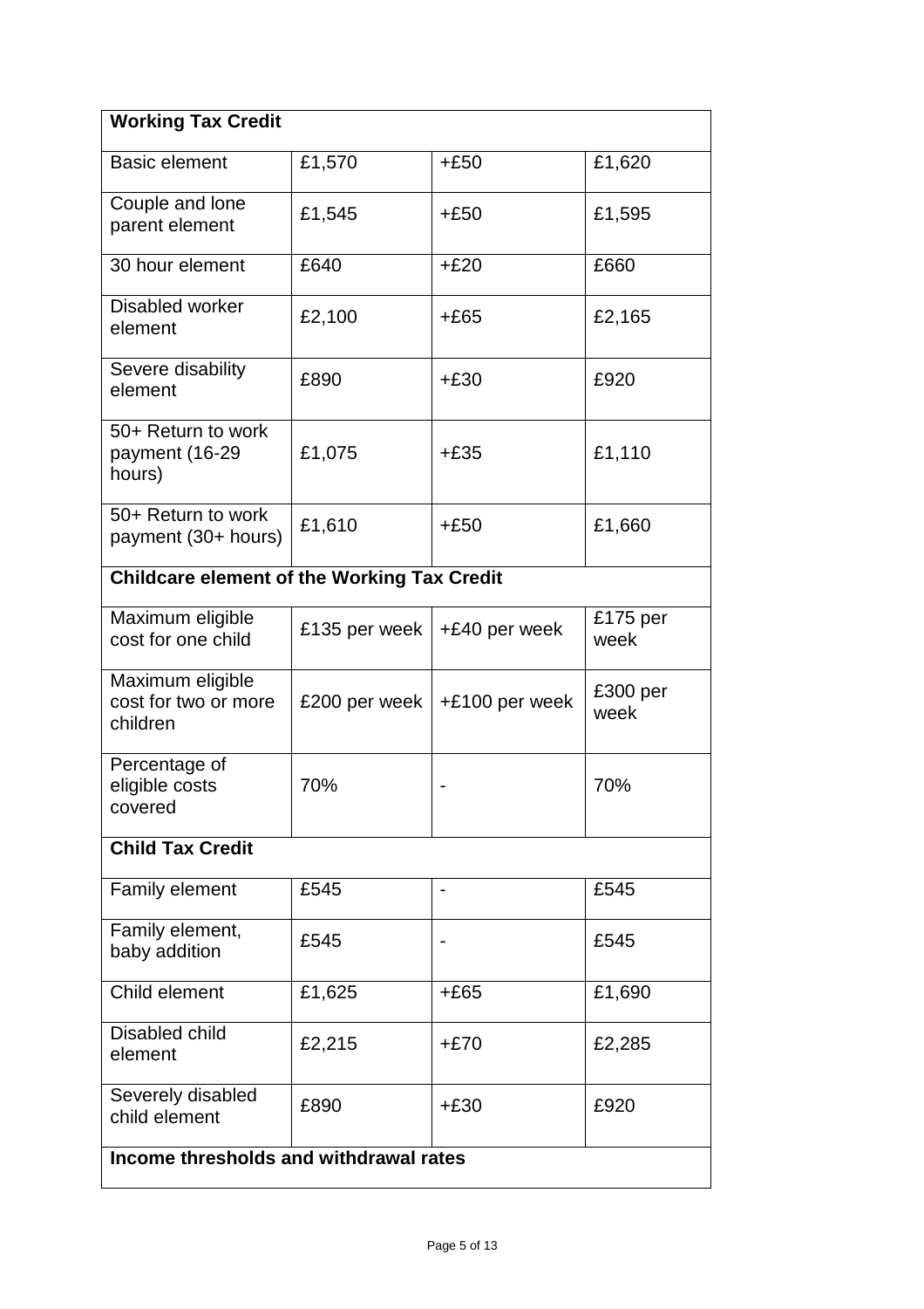| **Working Tax Credit** | | | |
|---|---|---|---|
| Basic element | £1,570 | +£50 | £1,620 |
| Couple and lone parent element | £1,545 | +£50 | £1,595 |
| 30 hour element | £640 | +£20 | £660 |
| Disabled worker element | £2,100 | +£65 | £2,165 |
| Severe disability element | £890 | +£30 | £920 |
| 50+ Return to work payment (16-29 hours) | £1,075 | +£35 | £1,110 |
| 50+ Return to work payment (30+ hours) | £1,610 | +£50 | £1,660 |
| **Childcare element of the Working Tax Credit** | | | |
| Maximum eligible cost for one child | £135 per week | +£40 per week | £175 per week |
| Maximum eligible cost for two or more children | £200 per week | +£100 per week | £300 per week |
| Percentage of eligible costs covered | 70% | - | 70% |
| **Child Tax Credit** | | | |
| Family element | £545 | - | £545 |
| Family element, baby addition | £545 | - | £545 |
| Child element | £1,625 | +£65 | £1,690 |
| Disabled child element | £2,215 | +£70 | £2,285 |
| Severely disabled child element | £890 | +£30 | £920 |
| **Income thresholds and withdrawal rates** | | | |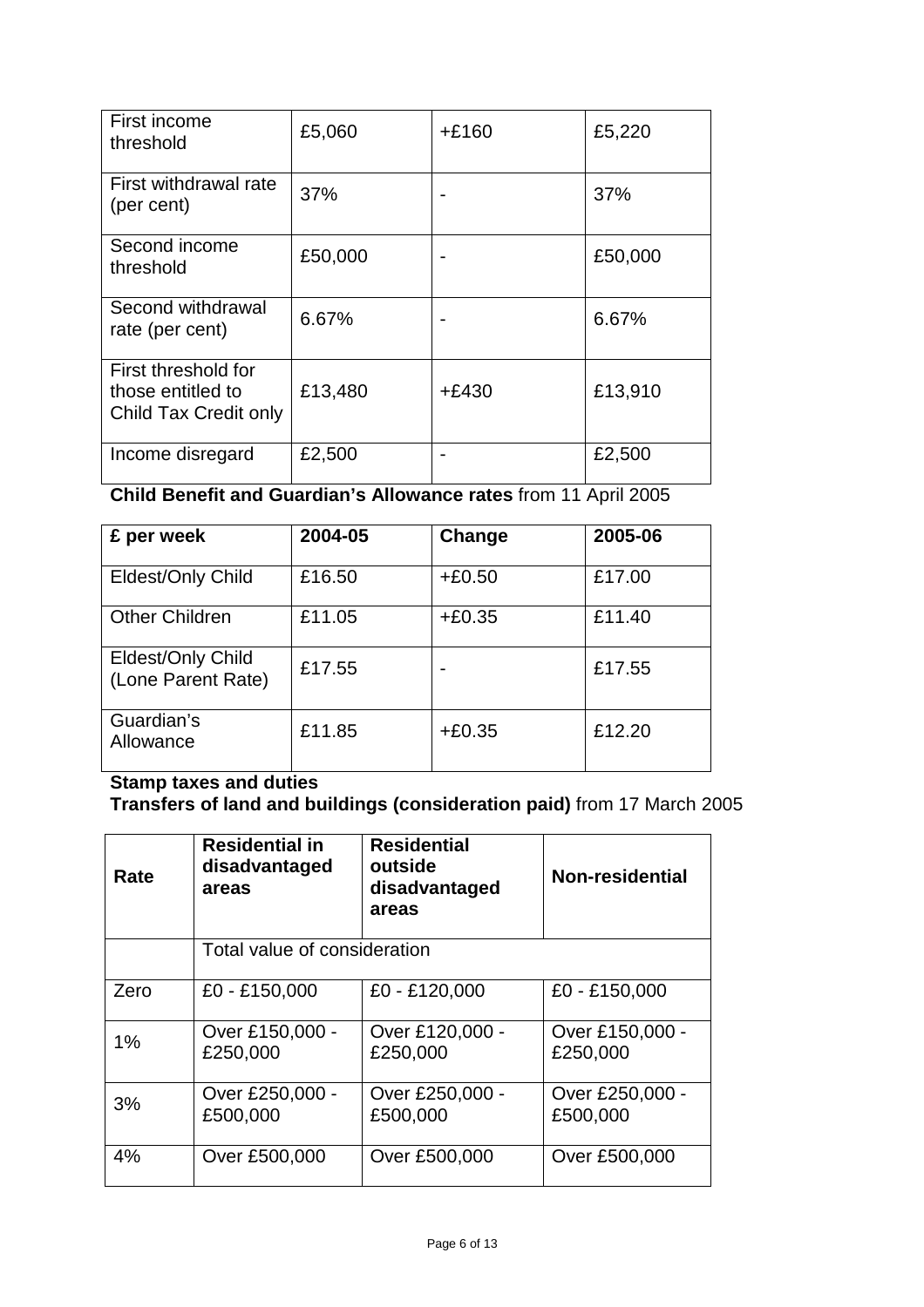| | | | |
|---|---|---|---|
| First income threshold | £5,060 | +£160 | £5,220 |
| First withdrawal rate (per cent) | 37% | - | 37% |
| Second income threshold | £50,000 | - | £50,000 |
| Second withdrawal rate (per cent) | 6.67% | - | 6.67% |
| First threshold for those entitled to Child Tax Credit only | £13,480 | +£430 | £13,910 |
| Income disregard | £2,500 | - | £2,500 |

**Child Benefit and Guardian's Allowance rates** from 11 April 2005

| £ per week | 2004-05 | Change | 2005-06 |
|---|---|---|---|
| Eldest/Only Child | £16.50 | +£0.50 | £17.00 |
| Other Children | £11.05 | +£0.35 | £11.40 |
| Eldest/Only Child (Lone Parent Rate) | £17.55 | - | £17.55 |
| Guardian's Allowance | £11.85 | +£0.35 | £12.20 |

**Stamp taxes and duties**

**Transfers of land and buildings (consideration paid)** from 17 March 2005

| Rate | Residential in disadvantaged areas | Residential outside disadvantaged areas | Non-residential |
|---|---|---|---|
| | Total value of consideration | | |
| Zero | £0 - £150,000 | £0 - £120,000 | £0 - £150,000 |
| 1% | Over £150,000 - £250,000 | Over £120,000 - £250,000 | Over £150,000 - £250,000 |
| 3% | Over £250,000 - £500,000 | Over £250,000 - £500,000 | Over £250,000 - £500,000 |
| 4% | Over £500,000 | Over £500,000 | Over £500,000 |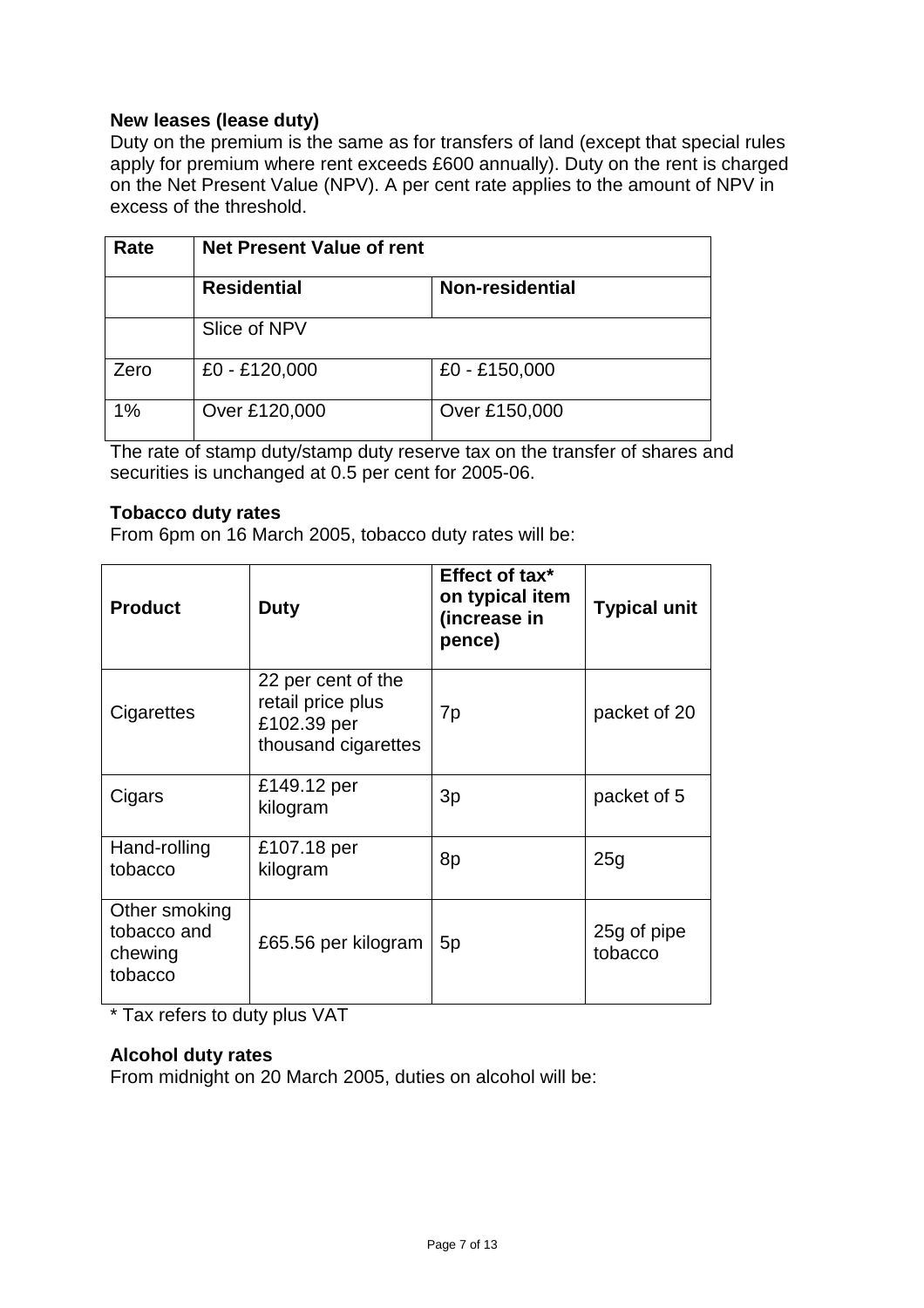**New leases (lease duty)**

Duty on the premium is the same as for transfers of land (except that special rules apply for premium where rent exceeds £600 annually). Duty on the rent is charged on the Net Present Value (NPV). A per cent rate applies to the amount of NPV in excess of the threshold.

| Rate | Net Present Value of rent | |
|---|---|---|
| | **Residential** | **Non-residential** |
| | Slice of NPV | |
| Zero | £0 - £120,000 | £0 - £150,000 |
| 1% | Over £120,000 | Over £150,000 |

The rate of stamp duty/stamp duty reserve tax on the transfer of shares and securities is unchanged at 0.5 per cent for 2005-06.

**Tobacco duty rates**

From 6pm on 16 March 2005, tobacco duty rates will be:

| Product | Duty | Effect of tax* on typical item (increase in pence) | Typical unit |
|---|---|---|---|
| Cigarettes | 22 per cent of the retail price plus £102.39 per thousand cigarettes | 7p | packet of 20 |
| Cigars | £149.12 per kilogram | 3p | packet of 5 |
| Hand-rolling tobacco | £107.18 per kilogram | 8p | 25g |
| Other smoking tobacco and chewing tobacco | £65.56 per kilogram | 5p | 25g of pipe tobacco |

* Tax refers to duty plus VAT

**Alcohol duty rates**

From midnight on 20 March 2005, duties on alcohol will be: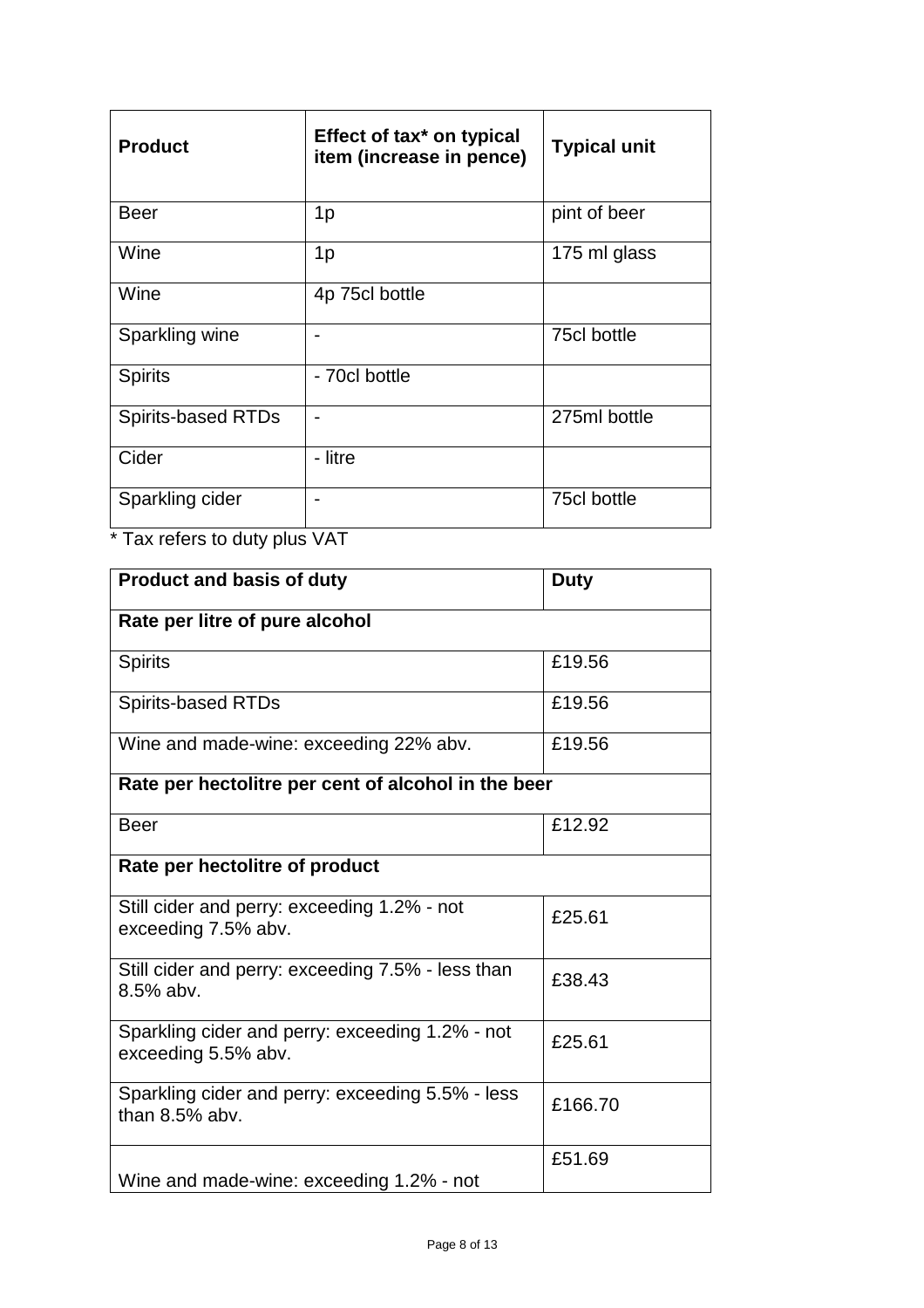| Product | Effect of tax* on typical item (increase in pence) | Typical unit |
|---|---|---|
| Beer | 1p | pint of beer |
| Wine | 1p | 175 ml glass |
| Wine | 4p 75cl bottle | |
| Sparkling wine | - | 75cl bottle |
| Spirits | - 70cl bottle | |
| Spirits-based RTDs | - | 275ml bottle |
| Cider | - litre | |
| Sparkling cider | - | 75cl bottle |

* Tax refers to duty plus VAT

| Product and basis of duty | Duty |
|---|---|
| **Rate per litre of pure alcohol** | |
| Spirits | £19.56 |
| Spirits-based RTDs | £19.56 |
| Wine and made-wine: exceeding 22% abv. | £19.56 |
| **Rate per hectolitre per cent of alcohol in the beer** | |
| Beer | £12.92 |
| **Rate per hectolitre of product** | |
| Still cider and perry: exceeding 1.2% - not exceeding 7.5% abv. | £25.61 |
| Still cider and perry: exceeding 7.5% - less than 8.5% abv. | £38.43 |
| Sparkling cider and perry: exceeding 1.2% - not exceeding 5.5% abv. | £25.61 |
| Sparkling cider and perry: exceeding 5.5% - less than 8.5% abv. | £166.70 |
| Wine and made-wine: exceeding 1.2% - not | £51.69 |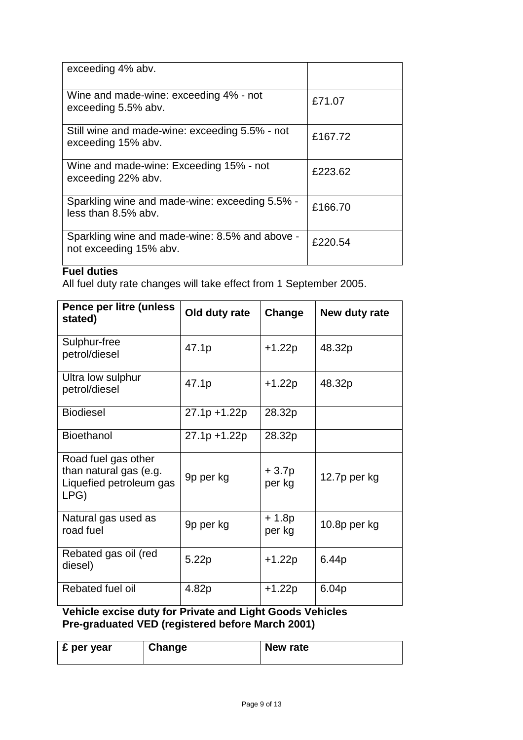| exceeding 4% abv. | |
|---|---|
| Wine and made-wine: exceeding 4% - not exceeding 5.5% abv. | £71.07 |
| Still wine and made-wine: exceeding 5.5% - not exceeding 15% abv. | £167.72 |
| Wine and made-wine: Exceeding 15% - not exceeding 22% abv. | £223.62 |
| Sparkling wine and made-wine: exceeding 5.5% - less than 8.5% abv. | £166.70 |
| Sparkling wine and made-wine: 8.5% and above - not exceeding 15% abv. | £220.54 |

**Fuel duties**

All fuel duty rate changes will take effect from 1 September 2005.

| Pence per litre (unless stated) | Old duty rate | Change | New duty rate |
|---|---|---|---|
| Sulphur-free petrol/diesel | 47.1p | +1.22p | 48.32p |
| Ultra low sulphur petrol/diesel | 47.1p | +1.22p | 48.32p |
| Biodiesel | 27.1p +1.22p | 28.32p | |
| Bioethanol | 27.1p +1.22p | 28.32p | |
| Road fuel gas other than natural gas (e.g. Liquefied petroleum gas LPG) | 9p per kg | + 3.7p per kg | 12.7p per kg |
| Natural gas used as road fuel | 9p per kg | + 1.8p per kg | 10.8p per kg |
| Rebated gas oil (red diesel) | 5.22p | +1.22p | 6.44p |
| Rebated fuel oil | 4.82p | +1.22p | 6.04p |

**Vehicle excise duty for Private and Light Goods Vehicles**
**Pre-graduated VED (registered before March 2001)**

| £ per year | Change | New rate |
|---|---|---|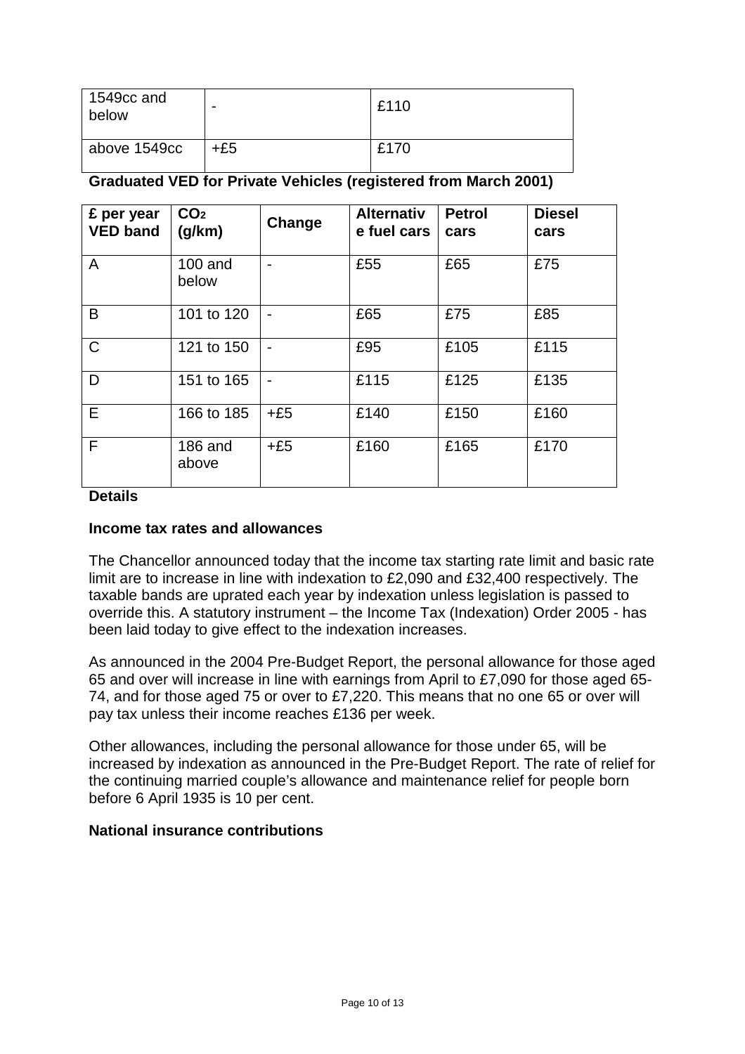| 1549cc and below | - | £110 |
|---|---|---|
| above 1549cc | +£5 | £170 |

**Graduated VED for Private Vehicles (registered from March 2001)**

| £ per year VED band | $CO_2$ (g/km) | Change | Alternative fuel cars | Petrol cars | Diesel cars |
|---|---|---|---|---|---|
| A | 100 and below | - | £55 | £65 | £75 |
| B | 101 to 120 | - | £65 | £75 | £85 |
| C | 121 to 150 | - | £95 | £105 | £115 |
| D | 151 to 165 | - | £115 | £125 | £135 |
| E | 166 to 185 | +£5 | £140 | £150 | £160 |
| F | 186 and above | +£5 | £160 | £165 | £170 |

**Details**

**Income tax rates and allowances**

The Chancellor announced today that the income tax starting rate limit and basic rate limit are to increase in line with indexation to £2,090 and £32,400 respectively. The taxable bands are uprated each year by indexation unless legislation is passed to override this. A statutory instrument – the Income Tax (Indexation) Order 2005 - has been laid today to give effect to the indexation increases.

As announced in the 2004 Pre-Budget Report, the personal allowance for those aged 65 and over will increase in line with earnings from April to £7,090 for those aged 65-74, and for those aged 75 or over to £7,220. This means that no one 65 or over will pay tax unless their income reaches £136 per week.

Other allowances, including the personal allowance for those under 65, will be increased by indexation as announced in the Pre-Budget Report. The rate of relief for the continuing married couple's allowance and maintenance relief for people born before 6 April 1935 is 10 per cent.

**National insurance contributions**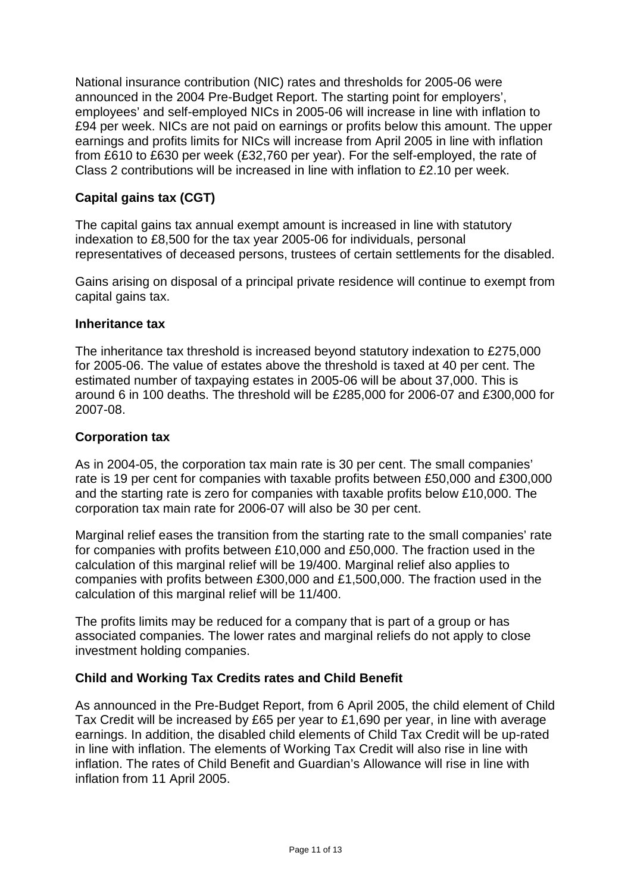National insurance contribution (NIC) rates and thresholds for 2005-06 were announced in the 2004 Pre-Budget Report. The starting point for employers', employees' and self-employed NICs in 2005-06 will increase in line with inflation to £94 per week. NICs are not paid on earnings or profits below this amount. The upper earnings and profits limits for NICs will increase from April 2005 in line with inflation from £610 to £630 per week (£32,760 per year). For the self-employed, the rate of Class 2 contributions will be increased in line with inflation to £2.10 per week.

## Capital gains tax (CGT)

The capital gains tax annual exempt amount is increased in line with statutory indexation to £8,500 for the tax year 2005-06 for individuals, personal representatives of deceased persons, trustees of certain settlements for the disabled.

Gains arising on disposal of a principal private residence will continue to exempt from capital gains tax.

## Inheritance tax

The inheritance tax threshold is increased beyond statutory indexation to £275,000 for 2005-06. The value of estates above the threshold is taxed at 40 per cent. The estimated number of taxpaying estates in 2005-06 will be about 37,000. This is around 6 in 100 deaths. The threshold will be £285,000 for 2006-07 and £300,000 for 2007-08.

## Corporation tax

As in 2004-05, the corporation tax main rate is 30 per cent. The small companies' rate is 19 per cent for companies with taxable profits between £50,000 and £300,000 and the starting rate is zero for companies with taxable profits below £10,000. The corporation tax main rate for 2006-07 will also be 30 per cent.

Marginal relief eases the transition from the starting rate to the small companies' rate for companies with profits between £10,000 and £50,000. The fraction used in the calculation of this marginal relief will be 19/400. Marginal relief also applies to companies with profits between £300,000 and £1,500,000. The fraction used in the calculation of this marginal relief will be 11/400.

The profits limits may be reduced for a company that is part of a group or has associated companies. The lower rates and marginal reliefs do not apply to close investment holding companies.

## Child and Working Tax Credits rates and Child Benefit

As announced in the Pre-Budget Report, from 6 April 2005, the child element of Child Tax Credit will be increased by £65 per year to £1,690 per year, in line with average earnings. In addition, the disabled child elements of Child Tax Credit will be up-rated in line with inflation. The elements of Working Tax Credit will also rise in line with inflation. The rates of Child Benefit and Guardian's Allowance will rise in line with inflation from 11 April 2005.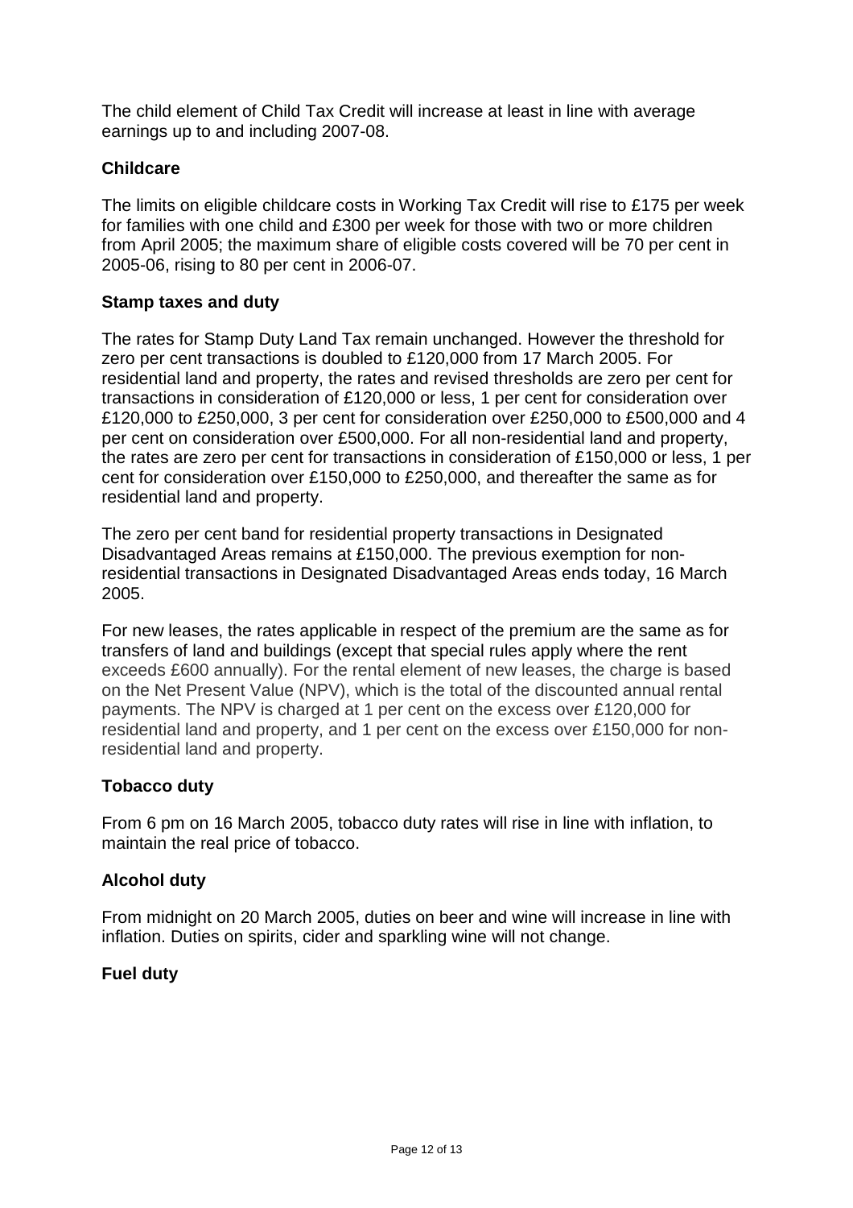The child element of Child Tax Credit will increase at least in line with average earnings up to and including 2007-08.

**Childcare**

The limits on eligible childcare costs in Working Tax Credit will rise to £175 per week for families with one child and £300 per week for those with two or more children from April 2005; the maximum share of eligible costs covered will be 70 per cent in 2005-06, rising to 80 per cent in 2006-07.

**Stamp taxes and duty**

The rates for Stamp Duty Land Tax remain unchanged. However the threshold for zero per cent transactions is doubled to £120,000 from 17 March 2005. For residential land and property, the rates and revised thresholds are zero per cent for transactions in consideration of £120,000 or less, 1 per cent for consideration over £120,000 to £250,000, 3 per cent for consideration over £250,000 to £500,000 and 4 per cent on consideration over £500,000. For all non-residential land and property, the rates are zero per cent for transactions in consideration of £150,000 or less, 1 per cent for consideration over £150,000 to £250,000, and thereafter the same as for residential land and property.

The zero per cent band for residential property transactions in Designated Disadvantaged Areas remains at £150,000. The previous exemption for non-residential transactions in Designated Disadvantaged Areas ends today, 16 March 2005.

For new leases, the rates applicable in respect of the premium are the same as for transfers of land and buildings (except that special rules apply where the rent exceeds £600 annually). For the rental element of new leases, the charge is based on the Net Present Value (NPV), which is the total of the discounted annual rental payments. The NPV is charged at 1 per cent on the excess over £120,000 for residential land and property, and 1 per cent on the excess over £150,000 for non-residential land and property.

**Tobacco duty**

From 6 pm on 16 March 2005, tobacco duty rates will rise in line with inflation, to maintain the real price of tobacco.

**Alcohol duty**

From midnight on 20 March 2005, duties on beer and wine will increase in line with inflation. Duties on spirits, cider and sparkling wine will not change.

**Fuel duty**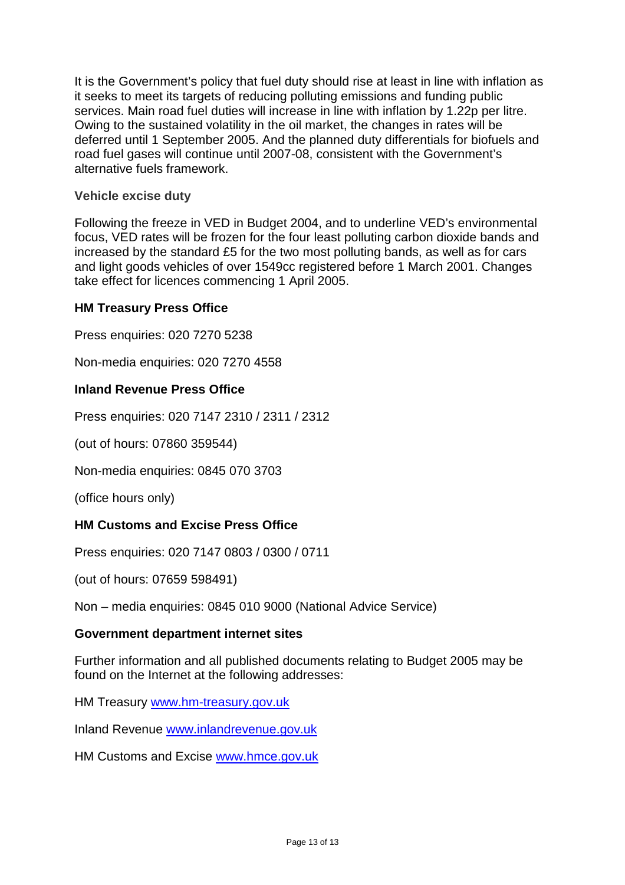It is the Government's policy that fuel duty should rise at least in line with inflation as it seeks to meet its targets of reducing polluting emissions and funding public services. Main road fuel duties will increase in line with inflation by 1.22p per litre. Owing to the sustained volatility in the oil market, the changes in rates will be deferred until 1 September 2005. And the planned duty differentials for biofuels and road fuel gases will continue until 2007-08, consistent with the Government's alternative fuels framework.

### Vehicle excise duty

Following the freeze in VED in Budget 2004, and to underline VED's environmental focus, VED rates will be frozen for the four least polluting carbon dioxide bands and increased by the standard £5 for the two most polluting bands, as well as for cars and light goods vehicles of over 1549cc registered before 1 March 2001. Changes take effect for licences commencing 1 April 2005.

**HM Treasury Press Office**

Press enquiries: 020 7270 5238

Non-media enquiries: 020 7270 4558

**Inland Revenue Press Office**

Press enquiries: 020 7147 2310 / 2311 / 2312

(out of hours: 07860 359544)

Non-media enquiries: 0845 070 3703

(office hours only)

**HM Customs and Excise Press Office**

Press enquiries: 020 7147 0803 / 0300 / 0711

(out of hours: 07659 598491)

Non – media enquiries: 0845 010 9000 (National Advice Service)

**Government department internet sites**

Further information and all published documents relating to Budget 2005 may be found on the Internet at the following addresses:

HM Treasury www.hm-treasury.gov.uk

Inland Revenue www.inlandrevenue.gov.uk

HM Customs and Excise www.hmce.gov.uk